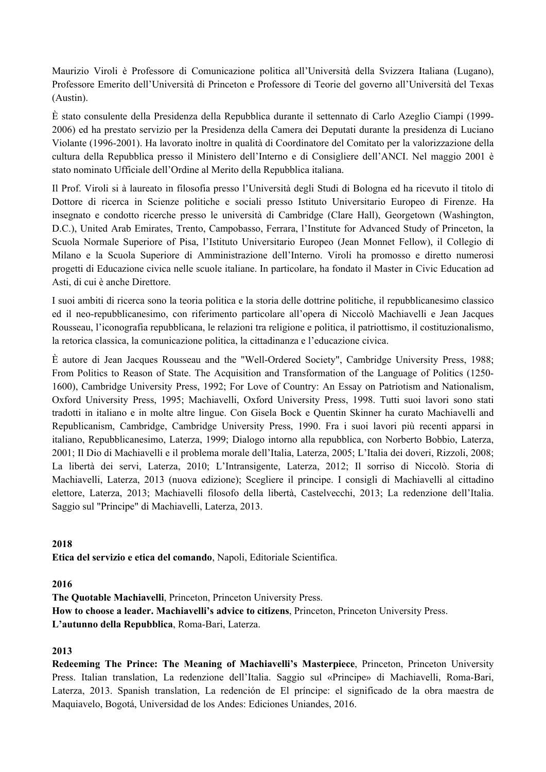Maurizio Viroli è Professore di Comunicazione politica all'Università della Svizzera Italiana (Lugano), Professore Emerito dell'Università di Princeton e Professore di Teorie del governo all'Università del Texas (Austin).

È stato consulente della Presidenza della Repubblica durante il settennato di Carlo Azeglio Ciampi (1999-2006) ed ha prestato servizio per la Presidenza della Camera dei Deputati durante la presidenza di Luciano Violante (1996-2001). Ha lavorato inoltre in qualità di Coordinatore del Comitato per la valorizzazione della cultura della Repubblica presso il Ministero dell'Interno e di Consigliere dell'ANCI. Nel maggio 2001 è stato nominato Ufficiale dell'Ordine al Merito della Repubblica italiana.

Il Prof. Viroli si à laureato in filosofia presso l'Università degli Studi di Bologna ed ha ricevuto il titolo di Dottore di ricerca in Scienze politiche e sociali presso Istituto Universitario Europeo di Firenze. Ha insegnato e condotto ricerche presso le università di Cambridge (Clare Hall), Georgetown (Washington, D.C.), United Arab Emirates, Trento, Campobasso, Ferrara, l'Institute for Advanced Study of Princeton, la Scuola Normale Superiore of Pisa, l'Istituto Universitario Europeo (Jean Monnet Fellow), il Collegio di Milano e la Scuola Superiore di Amministrazione dell'Interno. Viroli ha promosso e diretto numerosi progetti di Educazione civica nelle scuole italiane. In particolare, ha fondato il Master in Civic Education ad Asti, di cui è anche Direttore.

I suoi ambiti di ricerca sono la teoria politica e la storia delle dottrine politiche, il repubblicanesimo classico ed il neo-repubblicanesimo, con riferimento particolare all'opera di Niccolò Machiavelli e Jean Jacques Rousseau, l'iconografia repubblicana, le relazioni tra religione e politica, il patriottismo, il costituzionalismo, la retorica classica, la comunicazione politica, la cittadinanza e l'educazione civica.

È autore di Jean Jacques Rousseau and the "Well-Ordered Society", Cambridge University Press, 1988; From Politics to Reason of State. The Acquisition and Transformation of the Language of Politics (1250-1600), Cambridge University Press, 1992; For Love of Country: An Essay on Patriotism and Nationalism, Oxford University Press, 1995; Machiavelli, Oxford University Press, 1998. Tutti suoi lavori sono stati tradotti in italiano e in molte altre lingue. Con Gisela Bock e Quentin Skinner ha curato Machiavelli and Republicanism, Cambridge, Cambridge University Press, 1990. Fra i suoi lavori più recenti apparsi in italiano, Repubblicanesimo, Laterza, 1999; Dialogo intorno alla repubblica, con Norberto Bobbio, Laterza, 2001; Il Dio di Machiavelli e il problema morale dell'Italia, Laterza, 2005; L'Italia dei doveri, Rizzoli, 2008; La libertà dei servi, Laterza, 2010; L'Intransigente, Laterza, 2012; Il sorriso di Niccolò. Storia di Machiavelli, Laterza, 2013 (nuova edizione); Scegliere il principe. I consigli di Machiavelli al cittadino elettore, Laterza, 2013; Machiavelli filosofo della libertà, Castelvecchi, 2013; La redenzione dell'Italia. Saggio sul "Principe" di Machiavelli, Laterza, 2013.

**2018**

**Etica del servizio e etica del comando**, Napoli, Editoriale Scientifica.

**2016**

**The Quotable Machiavelli**, Princeton, Princeton University Press.
**How to choose a leader. Machiavelli's advice to citizens**, Princeton, Princeton University Press.
**L'autunno della Repubblica**, Roma-Bari, Laterza.

**2013**

**Redeeming The Prince: The Meaning of Machiavelli's Masterpiece**, Princeton, Princeton University Press. Italian translation, La redenzione dell'Italia. Saggio sul «Principe» di Machiavelli, Roma-Bari, Laterza, 2013. Spanish translation, La redención de El príncipe: el significado de la obra maestra de Maquiavelo, Bogotá, Universidad de los Andes: Ediciones Uniandes, 2016.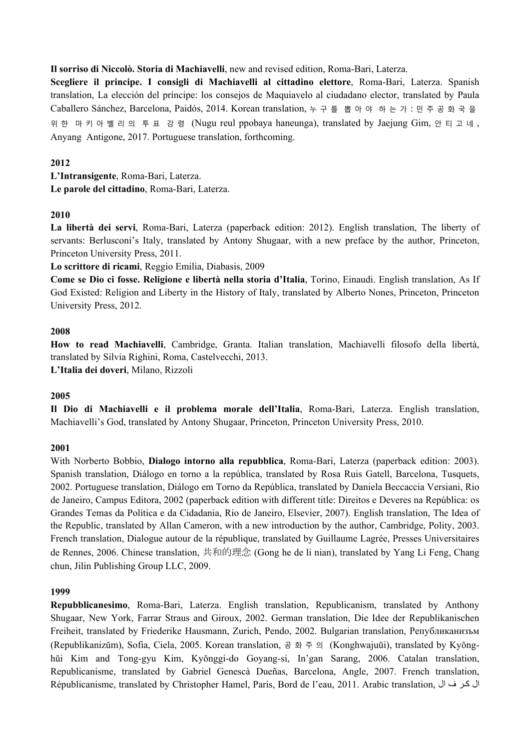**Il sorriso di Niccolò. Storia di Machiavelli**, new and revised edition, Roma-Bari, Laterza.
**Scegliere il principe. I consigli di Machiavelli al cittadino elettore**, Roma-Bari, Laterza. Spanish translation, La elección del príncipe: los consejos de Maquiavelo al ciudadano elector, translated by Paula Caballero Sánchez, Barcelona, Paidós, 2014. Korean translation, 누구를 뽑아야 하는가: 민주공화국을 위한 마키아벨리의 투표 강령 (Nugu reul ppobaya haneunga), translated by Jaejung Gim, 안티고네, Anyang Antigone, 2017. Portuguese translation, forthcoming.

**2012**
**L'Intransigente**, Roma-Bari, Laterza.
**Le parole del cittadino**, Roma-Bari, Laterza.

**2010**
**La libertà dei servi**, Roma-Bari, Laterza (paperback edition: 2012). English translation, The liberty of servants: Berlusconi's Italy, translated by Antony Shugaar, with a new preface by the author, Princeton, Princeton University Press, 2011.
**Lo scrittore di ricami**, Reggio Emilia, Diabasis, 2009
**Come se Dio ci fosse. Religione e libertà nella storia d'Italia**, Torino, Einaudi. English translation, As If God Existed: Religion and Liberty in the History of Italy, translated by Alberto Nones, Princeton, Princeton University Press, 2012.

**2008**
**How to read Machiavelli**, Cambridge, Granta. Italian translation, Machiavelli filosofo della libertà, translated by Silvia Righini, Roma, Castelvecchi, 2013.
**L'Italia dei doveri**, Milano, Rizzoli

**2005**
**Il Dio di Machiavelli e il problema morale dell'Italia**, Roma-Bari, Laterza. English translation, Machiavelli's God, translated by Antony Shugaar, Princeton, Princeton University Press, 2010.

**2001**
With Norberto Bobbio, **Dialogo intorno alla repubblica**, Roma-Bari, Laterza (paperback edition: 2003). Spanish translation, Diálogo en torno a la república, translated by Rosa Ruis Gatell, Barcelona, Tusquets, 2002. Portuguese translation, Diálogo em Torno da República, translated by Daniela Beccaccia Versiani, Rio de Janeiro, Campus Editora, 2002 (paperback edition with different title: Direitos e Deveres na República: os Grandes Temas da Política e da Cidadania, Rio de Janeiro, Elsevier, 2007). English translation, The Idea of the Republic, translated by Allan Cameron, with a new introduction by the author, Cambridge, Polity, 2003. French translation, Dialogue autour de la république, translated by Guillaume Lagrée, Presses Universitaires de Rennes, 2006. Chinese translation, 共和的理念 (Gong he de li nian), translated by Yang Li Feng, Chang chun, Jilin Publishing Group LLC, 2009.

**1999**
**Repubblicanesimo**, Roma-Bari, Laterza. English translation, Republicanism, translated by Anthony Shugaar, New York, Farrar Straus and Giroux, 2002. German translation, Die Idee der Republikanischen Freiheit, translated by Friederike Hausmann, Zurich, Pendo, 2002. Bulgarian translation, Републиканизъм (Republikanizŭm), Sofia, Ciela, 2005. Korean translation, 공화주의 (Konghwajuŭi), translated by Kyŏng-hŭi Kim and Tong-gyu Kim, Kyŏnggi-do Goyang-si, In'gan Sarang, 2006. Catalan translation, Republicanisme, translated by Gabriel Genescà Dueñas, Barcelona, Angle, 2007. French translation, Républicanisme, translated by Christopher Hamel, Paris, Bord de l'eau, 2011. Arabic translation, الفكر ال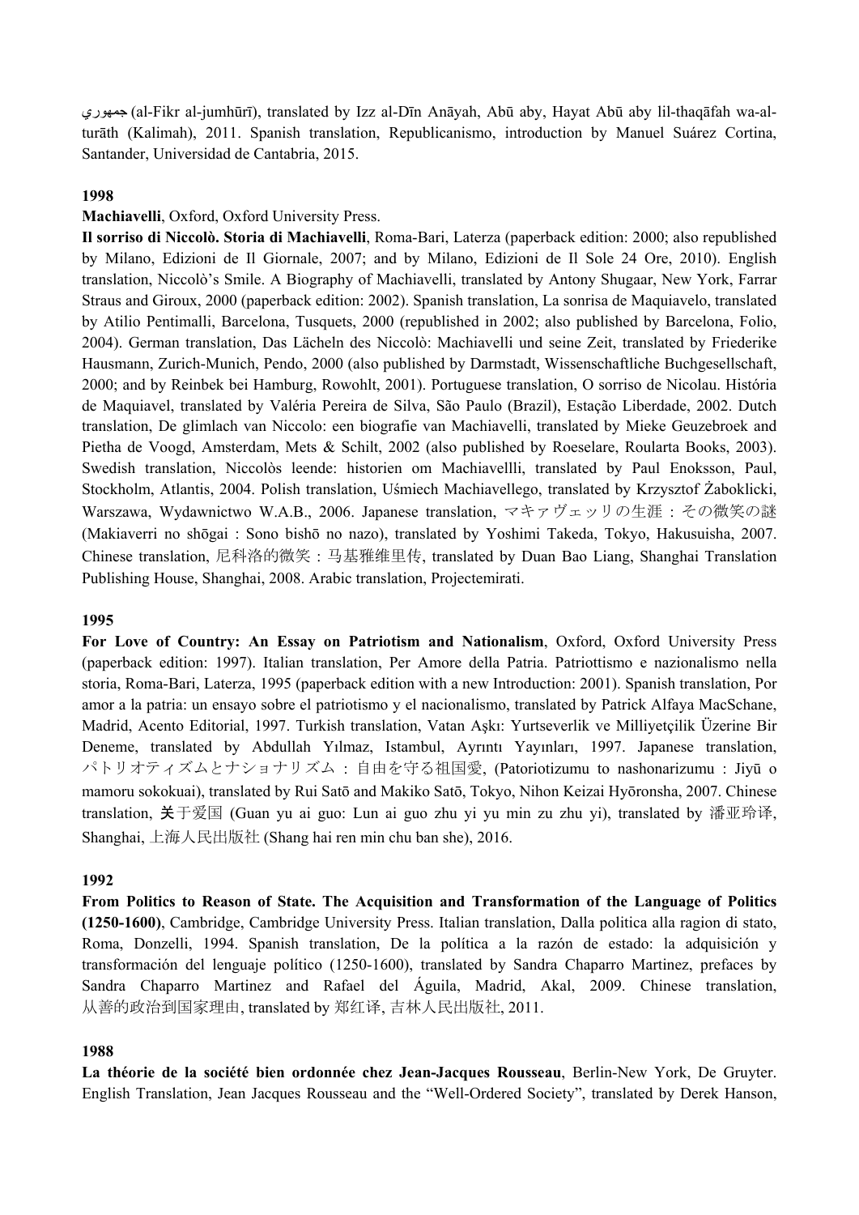جمهوري (al-Fikr al-jumhūrī), translated by Izz al-Dīn Anāyah, Abū aby, Hayat Abū aby lil-thaqāfah wa-al-turāth (Kalimah), 2011. Spanish translation, Republicanismo, introduction by Manuel Suárez Cortina, Santander, Universidad de Cantabria, 2015.

**1998**

**Machiavelli**, Oxford, Oxford University Press.

**Il sorriso di Niccolò. Storia di Machiavelli**, Roma-Bari, Laterza (paperback edition: 2000; also republished by Milano, Edizioni de Il Giornale, 2007; and by Milano, Edizioni de Il Sole 24 Ore, 2010). English translation, Niccolò's Smile. A Biography of Machiavelli, translated by Antony Shugaar, New York, Farrar Straus and Giroux, 2000 (paperback edition: 2002). Spanish translation, La sonrisa de Maquiavelo, translated by Atilio Pentimalli, Barcelona, Tusquets, 2000 (republished in 2002; also published by Barcelona, Folio, 2004). German translation, Das Lächeln des Niccolò: Machiavelli und seine Zeit, translated by Friederike Hausmann, Zurich-Munich, Pendo, 2000 (also published by Darmstadt, Wissenschaftliche Buchgesellschaft, 2000; and by Reinbek bei Hamburg, Rowohlt, 2001). Portuguese translation, O sorriso de Nicolau. História de Maquiavel, translated by Valéria Pereira de Silva, São Paulo (Brazil), Estação Liberdade, 2002. Dutch translation, De glimlach van Niccolo: een biografie van Machiavelli, translated by Mieke Geuzebroek and Pietha de Voogd, Amsterdam, Mets & Schilt, 2002 (also published by Roeselare, Roularta Books, 2003). Swedish translation, Niccolòs leende: historien om Machiavellli, translated by Paul Enoksson, Paul, Stockholm, Atlantis, 2004. Polish translation, Uśmiech Machiavellego, translated by Krzysztof Żaboklicki, Warszawa, Wydawnictwo W.A.B., 2006. Japanese translation, マキァヴェッリの生涯：その微笑の謎 (Makiaverri no shōgai : Sono bishō no nazo), translated by Yoshimi Takeda, Tokyo, Hakusuisha, 2007. Chinese translation, 尼科洛的微笑：马基雅维里传, translated by Duan Bao Liang, Shanghai Translation Publishing House, Shanghai, 2008. Arabic translation, Projectemirati.

**1995**

**For Love of Country: An Essay on Patriotism and Nationalism**, Oxford, Oxford University Press (paperback edition: 1997). Italian translation, Per Amore della Patria. Patriottismo e nazionalismo nella storia, Roma-Bari, Laterza, 1995 (paperback edition with a new Introduction: 2001). Spanish translation, Por amor a la patria: un ensayo sobre el patriotismo y el nacionalismo, translated by Patrick Alfaya MacSchane, Madrid, Acento Editorial, 1997. Turkish translation, Vatan Aşkı: Yurtseverlik ve Milliyetçilik Üzerine Bir Deneme, translated by Abdullah Yılmaz, Istambul, Ayrıntı Yayınları, 1997. Japanese translation, パトリオティズムとナショナリズム：自由を守る祖国愛, (Patoriotizumu to nashonarizumu : Jiyū o mamoru sokokuai), translated by Rui Satō and Makiko Satō, Tokyo, Nihon Keizai Hyōronsha, 2007. Chinese translation, 关于爱国 (Guan yu ai guo: Lun ai guo zhu yi yu min zu zhu yi), translated by 潘亚玲译, Shanghai, 上海人民出版社 (Shang hai ren min chu ban she), 2016.

**1992**

**From Politics to Reason of State. The Acquisition and Transformation of the Language of Politics (1250-1600)**, Cambridge, Cambridge University Press. Italian translation, Dalla politica alla ragion di stato, Roma, Donzelli, 1994. Spanish translation, De la política a la razón de estado: la adquisición y transformación del lenguaje político (1250-1600), translated by Sandra Chaparro Martinez, prefaces by Sandra Chaparro Martinez and Rafael del Águila, Madrid, Akal, 2009. Chinese translation, 从善的政治到国家理由, translated by 郑红译, 吉林人民出版社, 2011.

**1988**

**La théorie de la société bien ordonnée chez Jean-Jacques Rousseau**, Berlin-New York, De Gruyter. English Translation, Jean Jacques Rousseau and the "Well-Ordered Society", translated by Derek Hanson,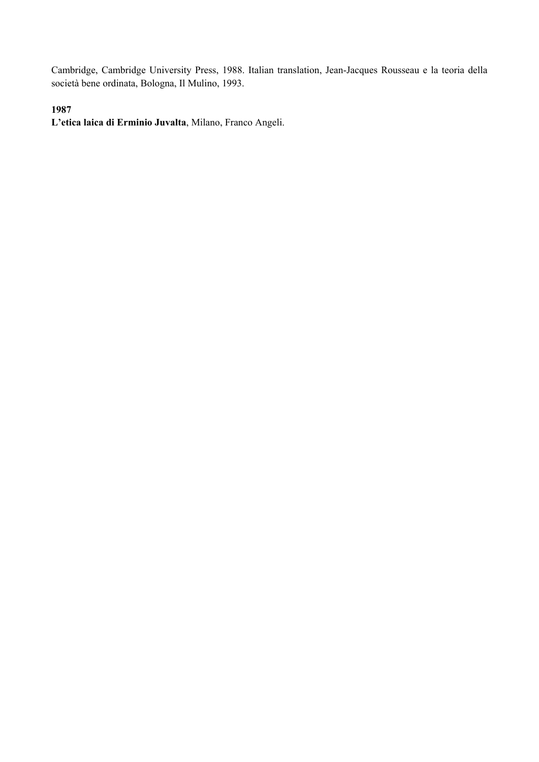Cambridge, Cambridge University Press, 1988. Italian translation, Jean-Jacques Rousseau e la teoria della società bene ordinata, Bologna, Il Mulino, 1993.

**1987**

**L'etica laica di Erminio Juvalta**, Milano, Franco Angeli.